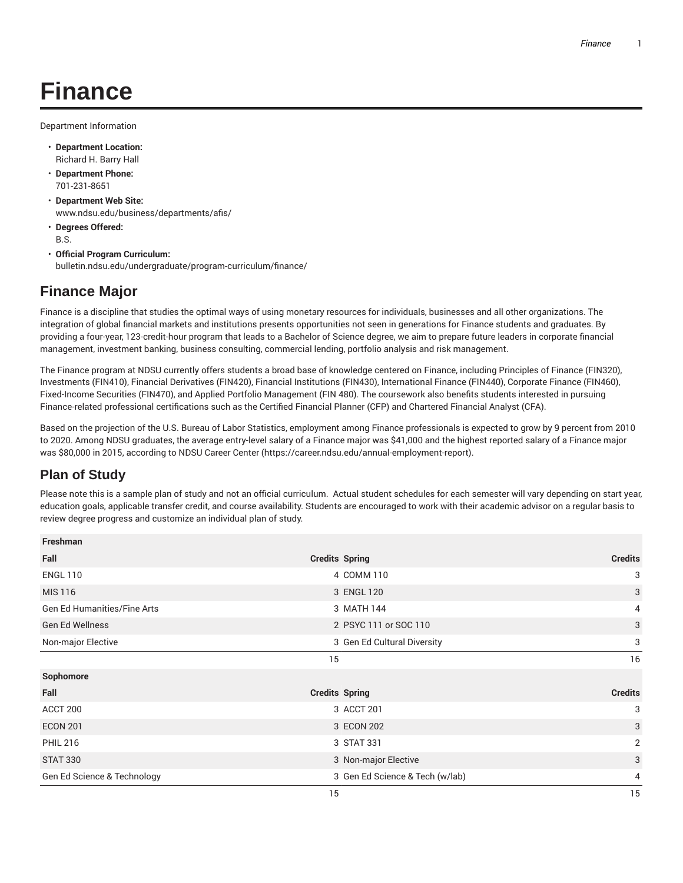# Finance

Department Information

- **Department Location:**
  Richard H. Barry Hall
- **Department Phone:**
  701-231-8651
- **Department Web Site:**
  www.ndsu.edu/business/departments/afis/
- **Degrees Offered:**
  B.S.
- **Official Program Curriculum:**
  bulletin.ndsu.edu/undergraduate/program-curriculum/finance/

## Finance Major

Finance is a discipline that studies the optimal ways of using monetary resources for individuals, businesses and all other organizations. The integration of global financial markets and institutions presents opportunities not seen in generations for Finance students and graduates. By providing a four-year, 123-credit-hour program that leads to a Bachelor of Science degree, we aim to prepare future leaders in corporate financial management, investment banking, business consulting, commercial lending, portfolio analysis and risk management.

The Finance program at NDSU currently offers students a broad base of knowledge centered on Finance, including Principles of Finance (FIN320), Investments (FIN410), Financial Derivatives (FIN420), Financial Institutions (FIN430), International Finance (FIN440), Corporate Finance (FIN460), Fixed-Income Securities (FIN470), and Applied Portfolio Management (FIN 480). The coursework also benefits students interested in pursuing Finance-related professional certifications such as the Certified Financial Planner (CFP) and Chartered Financial Analyst (CFA).

Based on the projection of the U.S. Bureau of Labor Statistics, employment among Finance professionals is expected to grow by 9 percent from 2010 to 2020. Among NDSU graduates, the average entry-level salary of a Finance major was $41,000 and the highest reported salary of a Finance major was $80,000 in 2015, according to NDSU Career Center (https://career.ndsu.edu/annual-employment-report).

## Plan of Study

Please note this is a sample plan of study and not an official curriculum. Actual student schedules for each semester will vary depending on start year, education goals, applicable transfer credit, and course availability. Students are encouraged to work with their academic advisor on a regular basis to review degree progress and customize an individual plan of study.

| Freshman | | | |
|---|---|---|---|
| Fall | Credits | Spring | Credits |
| ENGL 110 | 4 | COMM 110 | 3 |
| MIS 116 | 3 | ENGL 120 | 3 |
| Gen Ed Humanities/Fine Arts | 3 | MATH 144 | 4 |
| Gen Ed Wellness | 2 | PSYC 111 or SOC 110 | 3 |
| Non-major Elective | 3 | Gen Ed Cultural Diversity | 3 |
| | 15 | | 16 |
| **Sophomore** | | | |
| Fall | Credits | Spring | Credits |
| ACCT 200 | 3 | ACCT 201 | 3 |
| ECON 201 | 3 | ECON 202 | 3 |
| PHIL 216 | 3 | STAT 331 | 2 |
| STAT 330 | 3 | Non-major Elective | 3 |
| Gen Ed Science & Technology | 3 | Gen Ed Science & Tech (w/lab) | 4 |
| | 15 | | 15 |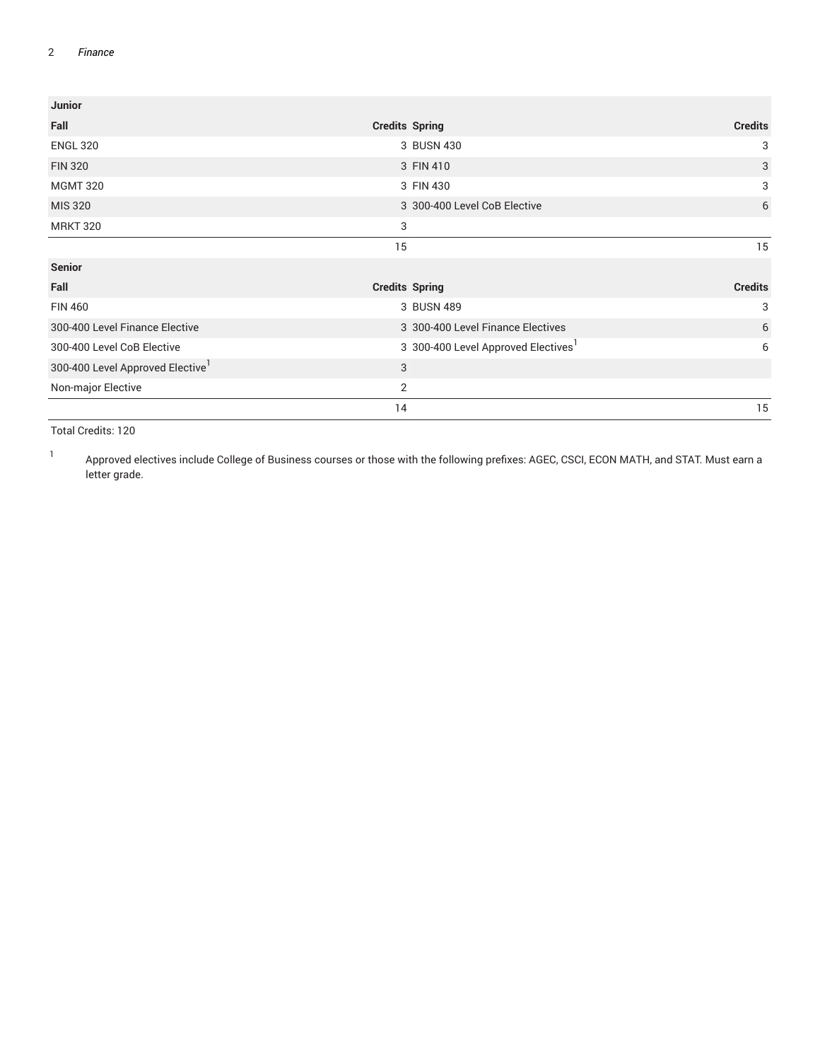| Junior | | | |
| --- | --- | --- | --- |
| Fall | Credits | Spring | Credits |
| ENGL 320 | 3 | BUSN 430 | 3 |
| FIN 320 | 3 | FIN 410 | 3 |
| MGMT 320 | 3 | FIN 430 | 3 |
| MIS 320 | 3 | 300-400 Level CoB Elective | 6 |
| MRKT 320 | 3 | | |
| | 15 | | 15 |
| **Senior** | | | |
| Fall | Credits | Spring | Credits |
| FIN 460 | 3 | BUSN 489 | 3 |
| 300-400 Level Finance Elective | 3 | 300-400 Level Finance Electives | 6 |
| 300-400 Level CoB Elective | 3 | 300-400 Level Approved Electives[1] | 6 |
| 300-400 Level Approved Elective[1] | 3 | | |
| Non-major Elective | 2 | | |
| | 14 | | 15 |

Total Credits: 120

[1] Approved electives include College of Business courses or those with the following prefixes: AGEC, CSCI, ECON MATH, and STAT. Must earn a letter grade.